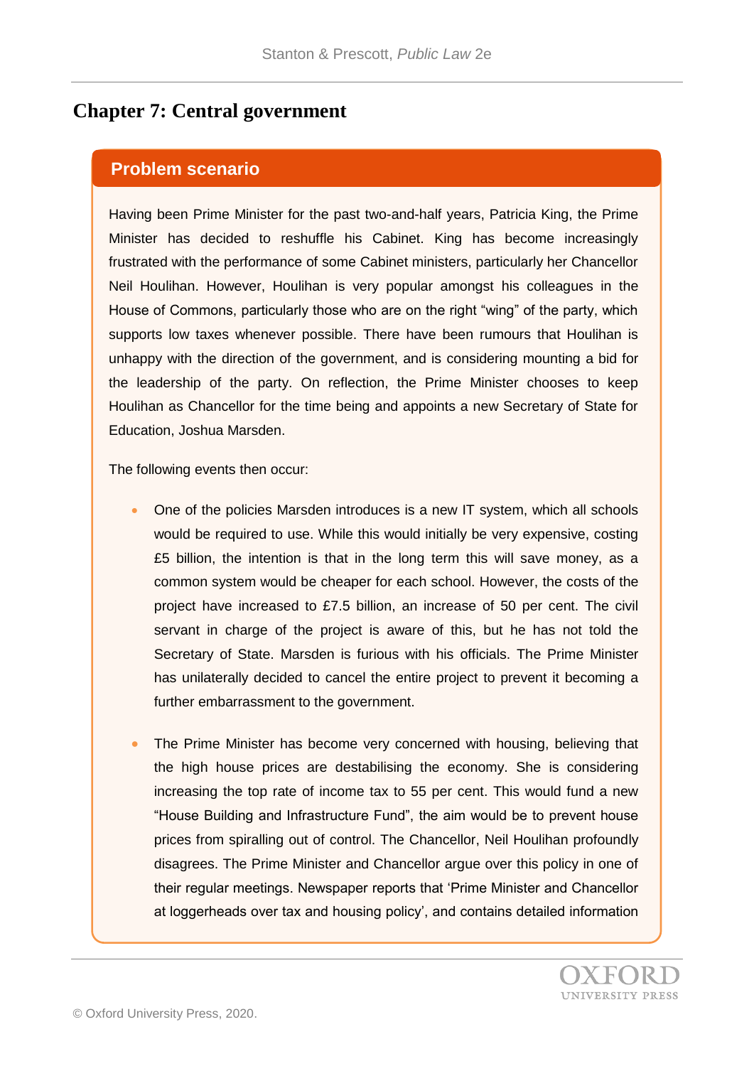# Chapter 7: Central government

## Problem scenario

Having been Prime Minister for the past two-and-half years, Patricia King, the Prime Minister has decided to reshuffle his Cabinet. King has become increasingly frustrated with the performance of some Cabinet ministers, particularly her Chancellor Neil Houlihan. However, Houlihan is very popular amongst his colleagues in the House of Commons, particularly those who are on the right "wing" of the party, which supports low taxes whenever possible. There have been rumours that Houlihan is unhappy with the direction of the government, and is considering mounting a bid for the leadership of the party. On reflection, the Prime Minister chooses to keep Houlihan as Chancellor for the time being and appoints a new Secretary of State for Education, Joshua Marsden.

The following events then occur:

- One of the policies Marsden introduces is a new IT system, which all schools would be required to use. While this would initially be very expensive, costing £5 billion, the intention is that in the long term this will save money, as a common system would be cheaper for each school. However, the costs of the project have increased to £7.5 billion, an increase of 50 per cent. The civil servant in charge of the project is aware of this, but he has not told the Secretary of State. Marsden is furious with his officials. The Prime Minister has unilaterally decided to cancel the entire project to prevent it becoming a further embarrassment to the government.
- The Prime Minister has become very concerned with housing, believing that the high house prices are destabilising the economy. She is considering increasing the top rate of income tax to 55 per cent. This would fund a new "House Building and Infrastructure Fund", the aim would be to prevent house prices from spiralling out of control. The Chancellor, Neil Houlihan profoundly disagrees. The Prime Minister and Chancellor argue over this policy in one of their regular meetings. Newspaper reports that 'Prime Minister and Chancellor at loggerheads over tax and housing policy', and contains detailed information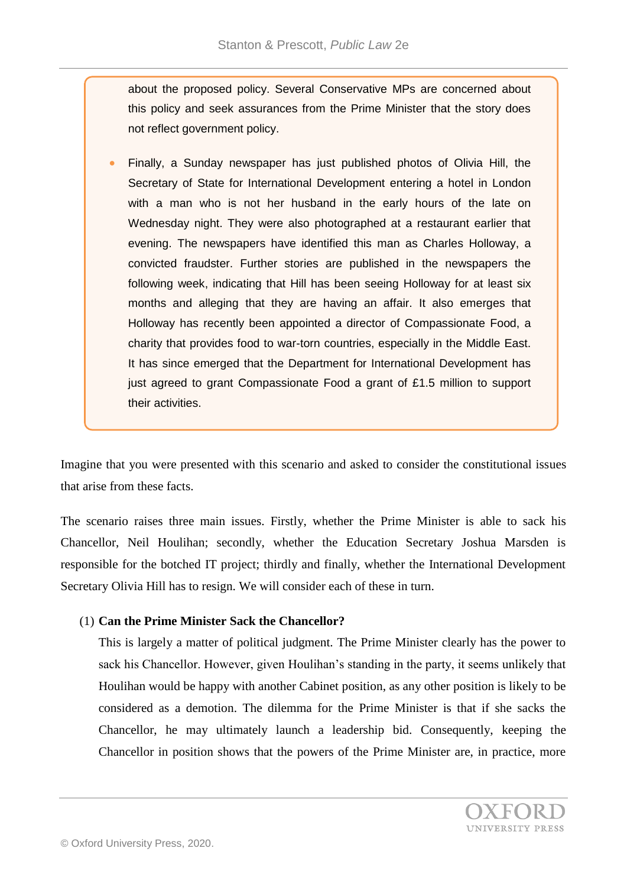about the proposed policy. Several Conservative MPs are concerned about this policy and seek assurances from the Prime Minister that the story does not reflect government policy.

- Finally, a Sunday newspaper has just published photos of Olivia Hill, the Secretary of State for International Development entering a hotel in London with a man who is not her husband in the early hours of the late on Wednesday night. They were also photographed at a restaurant earlier that evening. The newspapers have identified this man as Charles Holloway, a convicted fraudster. Further stories are published in the newspapers the following week, indicating that Hill has been seeing Holloway for at least six months and alleging that they are having an affair. It also emerges that Holloway has recently been appointed a director of Compassionate Food, a charity that provides food to war-torn countries, especially in the Middle East. It has since emerged that the Department for International Development has just agreed to grant Compassionate Food a grant of £1.5 million to support their activities.

Imagine that you were presented with this scenario and asked to consider the constitutional issues that arise from these facts.

The scenario raises three main issues. Firstly, whether the Prime Minister is able to sack his Chancellor, Neil Houlihan; secondly, whether the Education Secretary Joshua Marsden is responsible for the botched IT project; thirdly and finally, whether the International Development Secretary Olivia Hill has to resign. We will consider each of these in turn.

(1) **Can the Prime Minister Sack the Chancellor?**

This is largely a matter of political judgment. The Prime Minister clearly has the power to sack his Chancellor. However, given Houlihan's standing in the party, it seems unlikely that Houlihan would be happy with another Cabinet position, as any other position is likely to be considered as a demotion. The dilemma for the Prime Minister is that if she sacks the Chancellor, he may ultimately launch a leadership bid. Consequently, keeping the Chancellor in position shows that the powers of the Prime Minister are, in practice, more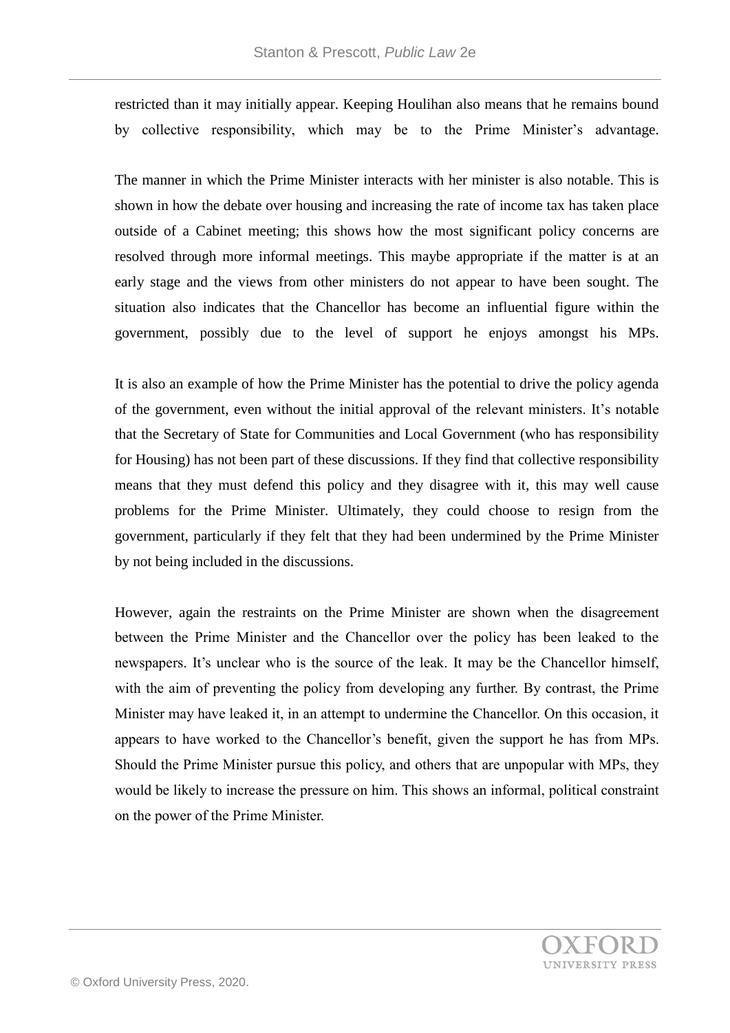restricted than it may initially appear. Keeping Houlihan also means that he remains bound by collective responsibility, which may be to the Prime Minister's advantage.

The manner in which the Prime Minister interacts with her minister is also notable. This is shown in how the debate over housing and increasing the rate of income tax has taken place outside of a Cabinet meeting; this shows how the most significant policy concerns are resolved through more informal meetings. This maybe appropriate if the matter is at an early stage and the views from other ministers do not appear to have been sought. The situation also indicates that the Chancellor has become an influential figure within the government, possibly due to the level of support he enjoys amongst his MPs.

It is also an example of how the Prime Minister has the potential to drive the policy agenda of the government, even without the initial approval of the relevant ministers. It's notable that the Secretary of State for Communities and Local Government (who has responsibility for Housing) has not been part of these discussions. If they find that collective responsibility means that they must defend this policy and they disagree with it, this may well cause problems for the Prime Minister. Ultimately, they could choose to resign from the government, particularly if they felt that they had been undermined by the Prime Minister by not being included in the discussions.

However, again the restraints on the Prime Minister are shown when the disagreement between the Prime Minister and the Chancellor over the policy has been leaked to the newspapers. It's unclear who is the source of the leak. It may be the Chancellor himself, with the aim of preventing the policy from developing any further. By contrast, the Prime Minister may have leaked it, in an attempt to undermine the Chancellor. On this occasion, it appears to have worked to the Chancellor's benefit, given the support he has from MPs. Should the Prime Minister pursue this policy, and others that are unpopular with MPs, they would be likely to increase the pressure on him. This shows an informal, political constraint on the power of the Prime Minister.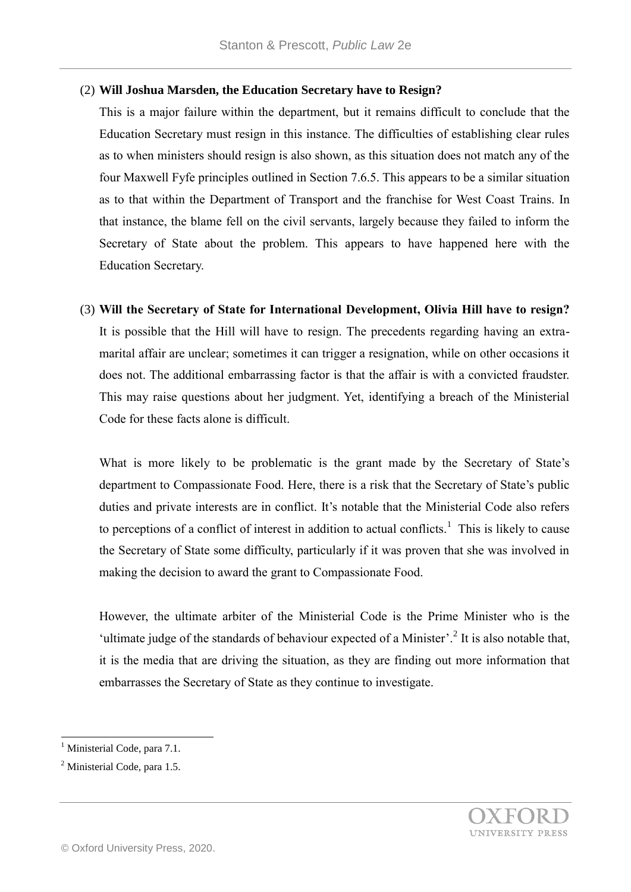(2) **Will Joshua Marsden, the Education Secretary have to Resign?**

This is a major failure within the department, but it remains difficult to conclude that the Education Secretary must resign in this instance. The difficulties of establishing clear rules as to when ministers should resign is also shown, as this situation does not match any of the four Maxwell Fyfe principles outlined in Section 7.6.5. This appears to be a similar situation as to that within the Department of Transport and the franchise for West Coast Trains. In that instance, the blame fell on the civil servants, largely because they failed to inform the Secretary of State about the problem. This appears to have happened here with the Education Secretary.

(3) **Will the Secretary of State for International Development, Olivia Hill have to resign?**

It is possible that the Hill will have to resign. The precedents regarding having an extra-marital affair are unclear; sometimes it can trigger a resignation, while on other occasions it does not. The additional embarrassing factor is that the affair is with a convicted fraudster. This may raise questions about her judgment. Yet, identifying a breach of the Ministerial Code for these facts alone is difficult.

What is more likely to be problematic is the grant made by the Secretary of State's department to Compassionate Food. Here, there is a risk that the Secretary of State's public duties and private interests are in conflict. It's notable that the Ministerial Code also refers to perceptions of a conflict of interest in addition to actual conflicts.[1] This is likely to cause the Secretary of State some difficulty, particularly if it was proven that she was involved in making the decision to award the grant to Compassionate Food.

However, the ultimate arbiter of the Ministerial Code is the Prime Minister who is the 'ultimate judge of the standards of behaviour expected of a Minister'.[2] It is also notable that, it is the media that are driving the situation, as they are finding out more information that embarrasses the Secretary of State as they continue to investigate.

---

[1] Ministerial Code, para 7.1.

[2] Ministerial Code, para 1.5.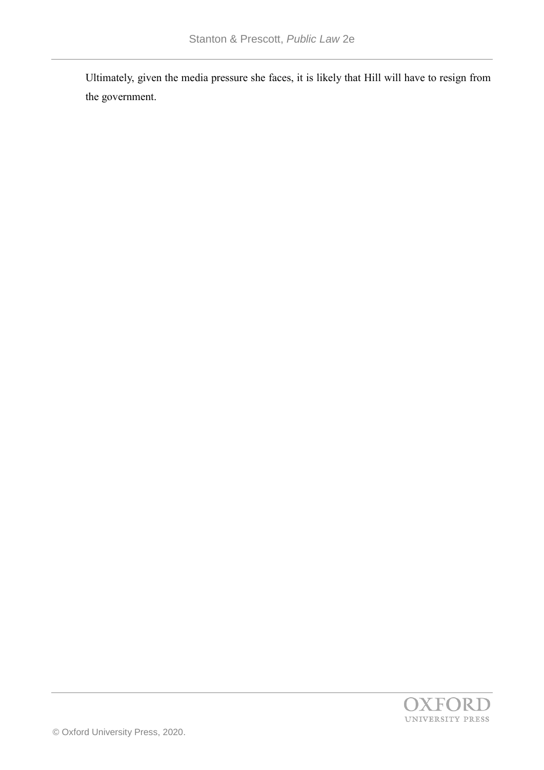Ultimately, given the media pressure she faces, it is likely that Hill will have to resign from the government.